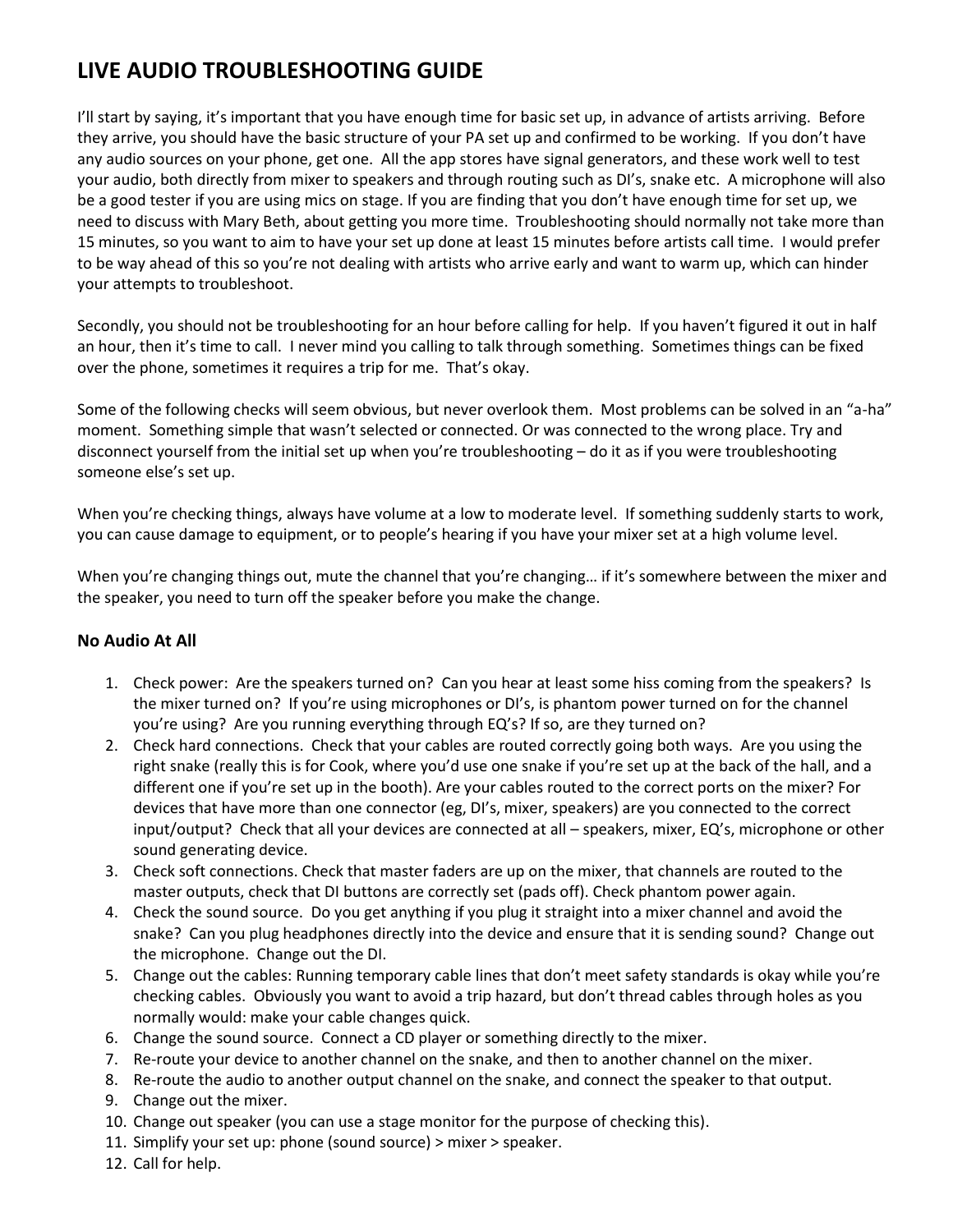# LIVE AUDIO TROUBLESHOOTING GUIDE

I'll start by saying, it's important that you have enough time for basic set up, in advance of artists arriving. Before they arrive, you should have the basic structure of your PA set up and confirmed to be working. If you don't have any audio sources on your phone, get one. All the app stores have signal generators, and these work well to test your audio, both directly from mixer to speakers and through routing such as DI's, snake etc. A microphone will also be a good tester if you are using mics on stage. If you are finding that you don't have enough time for set up, we need to discuss with Mary Beth, about getting you more time. Troubleshooting should normally not take more than 15 minutes, so you want to aim to have your set up done at least 15 minutes before artists call time. I would prefer to be way ahead of this so you're not dealing with artists who arrive early and want to warm up, which can hinder your attempts to troubleshoot.

Secondly, you should not be troubleshooting for an hour before calling for help. If you haven't figured it out in half an hour, then it's time to call. I never mind you calling to talk through something. Sometimes things can be fixed over the phone, sometimes it requires a trip for me. That's okay.

Some of the following checks will seem obvious, but never overlook them. Most problems can be solved in an "a-ha" moment. Something simple that wasn't selected or connected. Or was connected to the wrong place. Try and disconnect yourself from the initial set up when you're troubleshooting – do it as if you were troubleshooting someone else's set up.

When you're checking things, always have volume at a low to moderate level. If something suddenly starts to work, you can cause damage to equipment, or to people's hearing if you have your mixer set at a high volume level.

When you're changing things out, mute the channel that you're changing… if it's somewhere between the mixer and the speaker, you need to turn off the speaker before you make the change.

### No Audio At All

1. Check power: Are the speakers turned on? Can you hear at least some hiss coming from the speakers? Is the mixer turned on? If you're using microphones or DI's, is phantom power turned on for the channel you're using? Are you running everything through EQ's? If so, are they turned on?
2. Check hard connections. Check that your cables are routed correctly going both ways. Are you using the right snake (really this is for Cook, where you'd use one snake if you're set up at the back of the hall, and a different one if you're set up in the booth). Are your cables routed to the correct ports on the mixer? For devices that have more than one connector (eg, DI's, mixer, speakers) are you connected to the correct input/output? Check that all your devices are connected at all – speakers, mixer, EQ's, microphone or other sound generating device.
3. Check soft connections. Check that master faders are up on the mixer, that channels are routed to the master outputs, check that DI buttons are correctly set (pads off). Check phantom power again.
4. Check the sound source. Do you get anything if you plug it straight into a mixer channel and avoid the snake? Can you plug headphones directly into the device and ensure that it is sending sound? Change out the microphone. Change out the DI.
5. Change out the cables: Running temporary cable lines that don't meet safety standards is okay while you're checking cables. Obviously you want to avoid a trip hazard, but don't thread cables through holes as you normally would: make your cable changes quick.
6. Change the sound source. Connect a CD player or something directly to the mixer.
7. Re-route your device to another channel on the snake, and then to another channel on the mixer.
8. Re-route the audio to another output channel on the snake, and connect the speaker to that output.
9. Change out the mixer.
10. Change out speaker (you can use a stage monitor for the purpose of checking this).
11. Simplify your set up: phone (sound source) > mixer > speaker.
12. Call for help.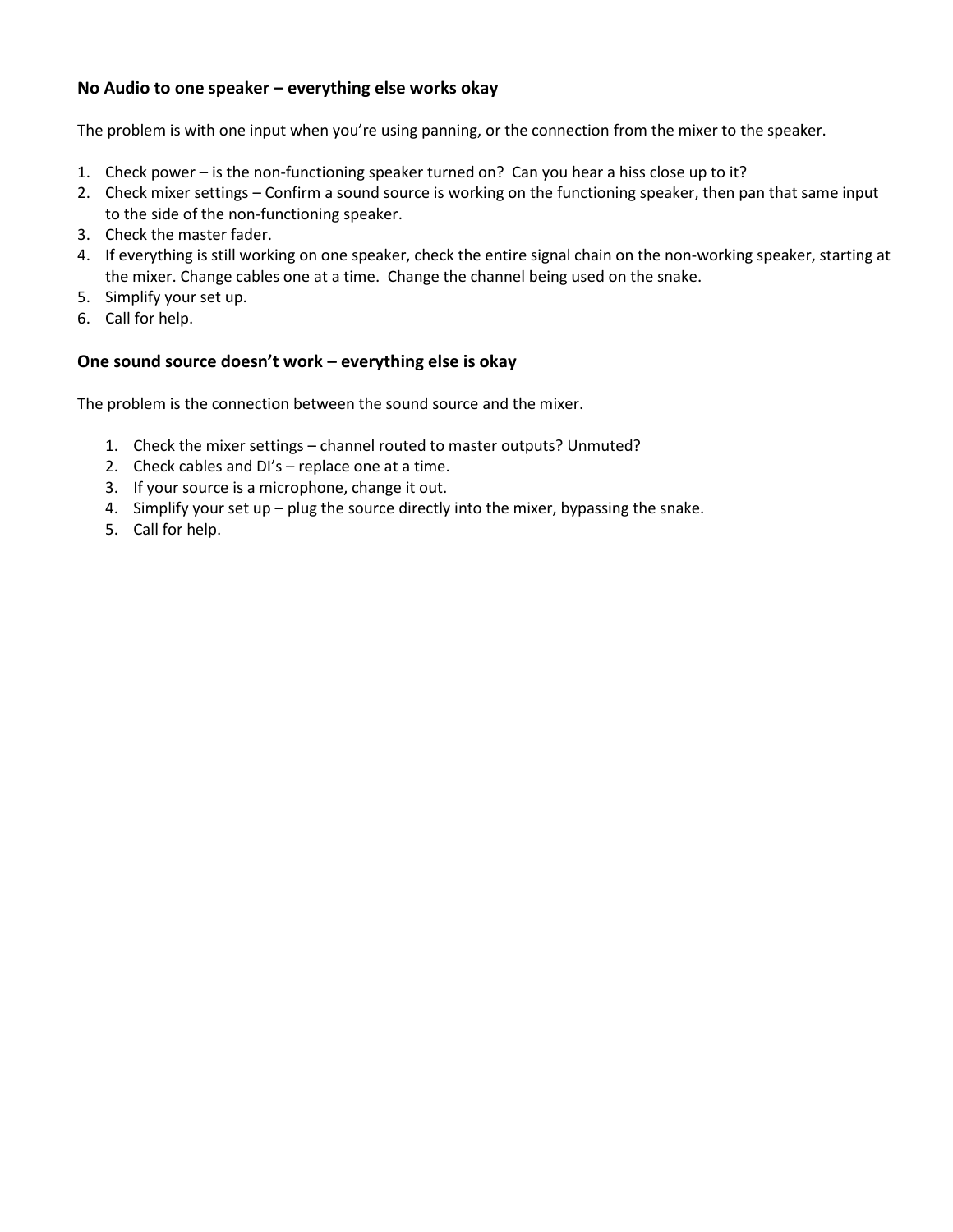### No Audio to one speaker – everything else works okay

The problem is with one input when you're using panning, or the connection from the mixer to the speaker.

1. Check power – is the non-functioning speaker turned on? Can you hear a hiss close up to it?
2. Check mixer settings – Confirm a sound source is working on the functioning speaker, then pan that same input to the side of the non-functioning speaker.
3. Check the master fader.
4. If everything is still working on one speaker, check the entire signal chain on the non-working speaker, starting at the mixer. Change cables one at a time. Change the channel being used on the snake.
5. Simplify your set up.
6. Call for help.

### One sound source doesn't work – everything else is okay

The problem is the connection between the sound source and the mixer.

1. Check the mixer settings – channel routed to master outputs? Unmuted?
2. Check cables and DI's – replace one at a time.
3. If your source is a microphone, change it out.
4. Simplify your set up – plug the source directly into the mixer, bypassing the snake.
5. Call for help.